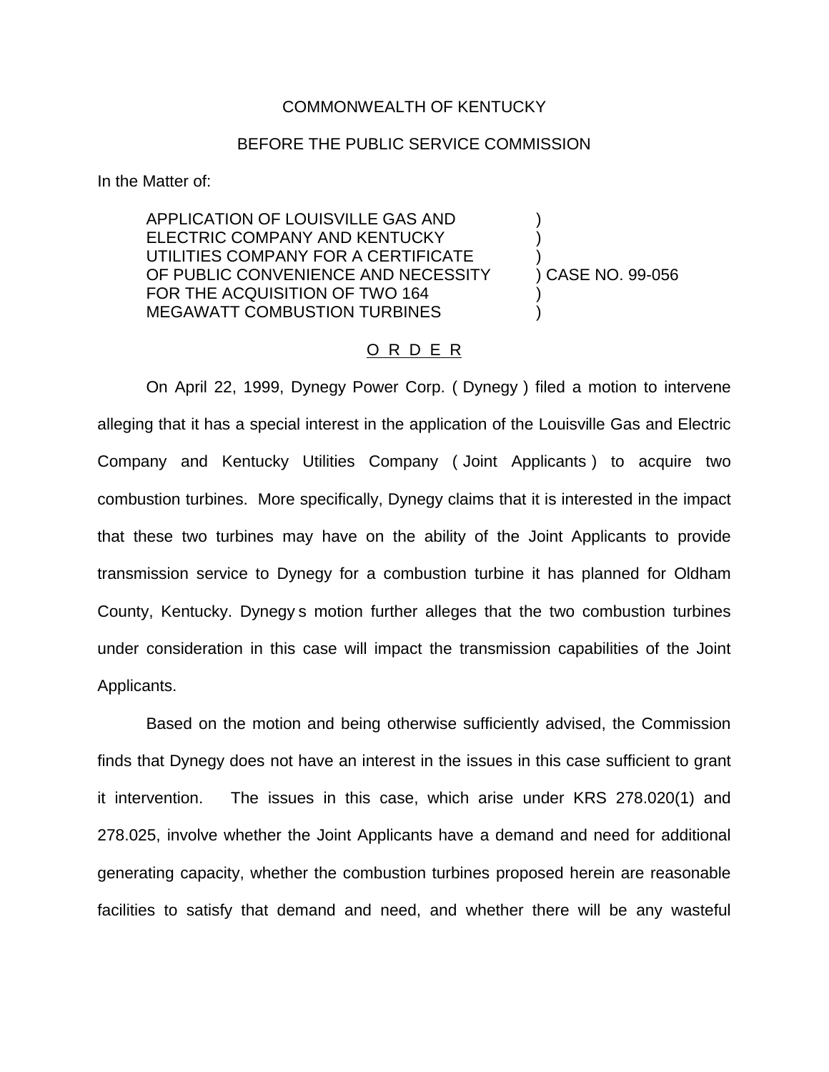COMMONWEALTH OF KENTUCKY

BEFORE THE PUBLIC SERVICE COMMISSION

In the Matter of:

APPLICATION OF LOUISVILLE GAS AND ELECTRIC COMPANY AND KENTUCKY UTILITIES COMPANY FOR A CERTIFICATE OF PUBLIC CONVENIENCE AND NECESSITY FOR THE ACQUISITION OF TWO 164 MEGAWATT COMBUSTION TURBINES ) CASE NO. 99-056

O R D E R

On April 22, 1999, Dynegy Power Corp. ( Dynegy ) filed a motion to intervene alleging that it has a special interest in the application of the Louisville Gas and Electric Company and Kentucky Utilities Company ( Joint Applicants ) to acquire two combustion turbines. More specifically, Dynegy claims that it is interested in the impact that these two turbines may have on the ability of the Joint Applicants to provide transmission service to Dynegy for a combustion turbine it has planned for Oldham County, Kentucky. Dynegy s motion further alleges that the two combustion turbines under consideration in this case will impact the transmission capabilities of the Joint Applicants.

Based on the motion and being otherwise sufficiently advised, the Commission finds that Dynegy does not have an interest in the issues in this case sufficient to grant it intervention. The issues in this case, which arise under KRS 278.020(1) and 278.025, involve whether the Joint Applicants have a demand and need for additional generating capacity, whether the combustion turbines proposed herein are reasonable facilities to satisfy that demand and need, and whether there will be any wasteful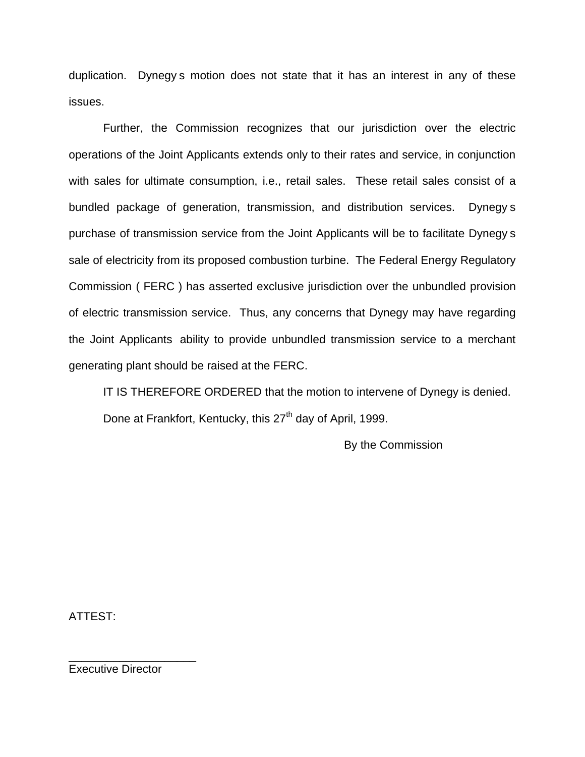duplication. Dynegy s motion does not state that it has an interest in any of these issues.

Further, the Commission recognizes that our jurisdiction over the electric operations of the Joint Applicants extends only to their rates and service, in conjunction with sales for ultimate consumption, i.e., retail sales. These retail sales consist of a bundled package of generation, transmission, and distribution services. Dynegy s purchase of transmission service from the Joint Applicants will be to facilitate Dynegy s sale of electricity from its proposed combustion turbine. The Federal Energy Regulatory Commission ( FERC ) has asserted exclusive jurisdiction over the unbundled provision of electric transmission service. Thus, any concerns that Dynegy may have regarding the Joint Applicants ability to provide unbundled transmission service to a merchant generating plant should be raised at the FERC.

IT IS THEREFORE ORDERED that the motion to intervene of Dynegy is denied.

Done at Frankfort, Kentucky, this 27th day of April, 1999.

By the Commission

ATTEST:

\_\_\_\_\_\_\_\_\_\_\_\_\_\_\_\_\_\_\_\_

Executive Director